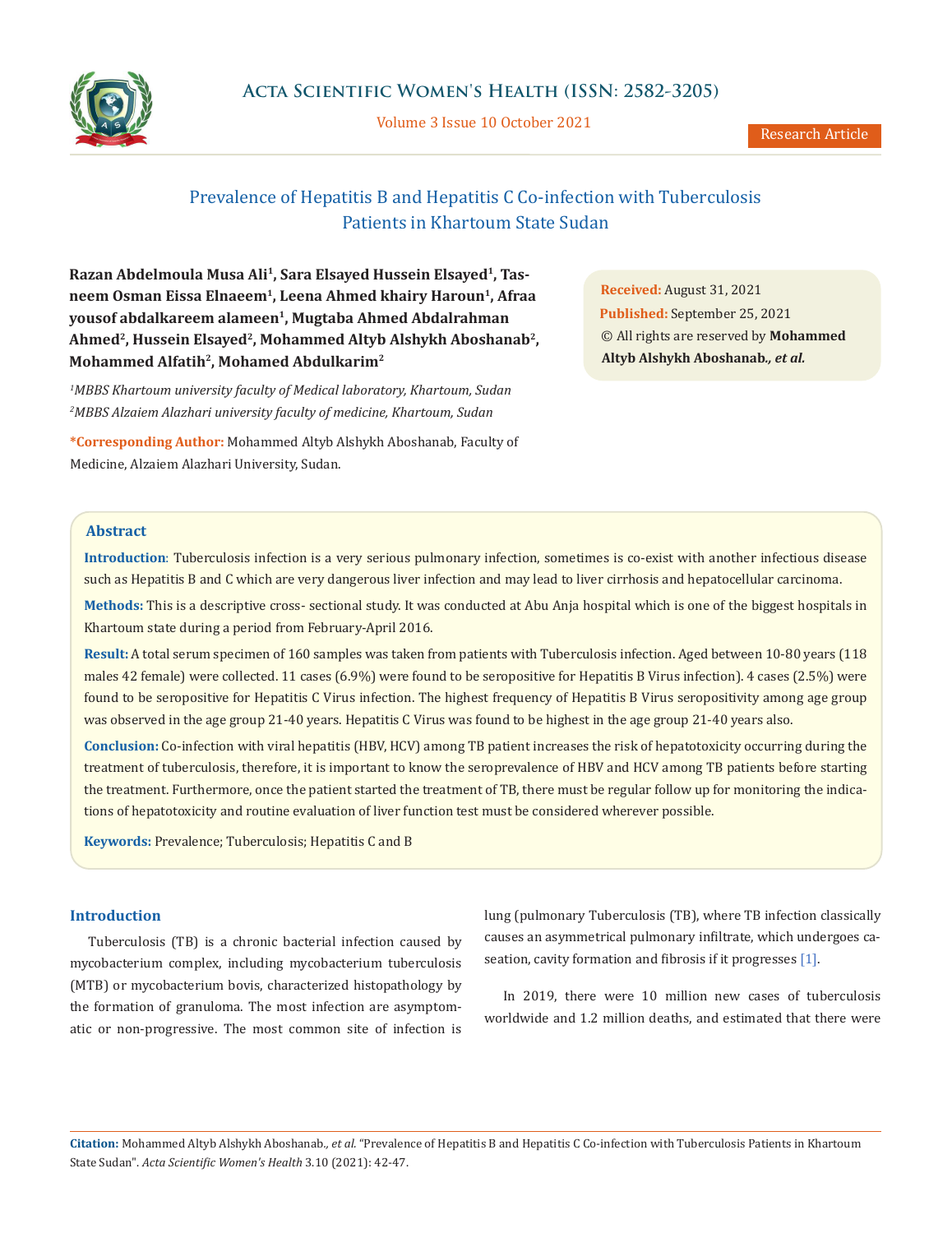# Prevalence of Hepatitis B and Hepatitis C Co-infection with Tuberculosis Patients in Khartoum State Sudan

**Razan Abdelmoula Musa Ali[1], Sara Elsayed Hussein Elsayed[1], Tasneem Osman Eissa Elnaeem[1], Leena Ahmed khairy Haroun[1], Afraa yousof abdalkareem alameen[1], Mugtaba Ahmed Abdalrahman Ahmed[2], Hussein Elsayed[2], Mohammed Altyb Alshykh Aboshanab[2], Mohammed Alfatih[2], Mohamed Abdulkarim[2]**

*[1]MBBS Khartoum university faculty of Medical laboratory, Khartoum, Sudan*
*[2]MBBS Alzaiem Alazhari university faculty of medicine, Khartoum, Sudan*

**\*Corresponding Author:** Mohammed Altyb Alshykh Aboshanab, Faculty of Medicine, Alzaiem Alazhari University, Sudan.

**Received:** August 31, 2021
**Published:** September 25, 2021
© All rights are reserved by **Mohammed Altyb Alshykh Aboshanab*., et al.***

## Abstract

**Introduction**: Tuberculosis infection is a very serious pulmonary infection, sometimes is co-exist with another infectious disease such as Hepatitis B and C which are very dangerous liver infection and may lead to liver cirrhosis and hepatocellular carcinoma.

**Methods:** This is a descriptive cross- sectional study. It was conducted at Abu Anja hospital which is one of the biggest hospitals in Khartoum state during a period from February-April 2016.

**Result:** A total serum specimen of 160 samples was taken from patients with Tuberculosis infection. Aged between 10-80 years (118 males 42 female) were collected. 11 cases (6.9%) were found to be seropositive for Hepatitis B Virus infection). 4 cases (2.5%) were found to be seropositive for Hepatitis C Virus infection. The highest frequency of Hepatitis B Virus seropositivity among age group was observed in the age group 21-40 years. Hepatitis C Virus was found to be highest in the age group 21-40 years also.

**Conclusion:** Co-infection with viral hepatitis (HBV, HCV) among TB patient increases the risk of hepatotoxicity occurring during the treatment of tuberculosis, therefore, it is important to know the seroprevalence of HBV and HCV among TB patients before starting the treatment. Furthermore, once the patient started the treatment of TB, there must be regular follow up for monitoring the indications of hepatotoxicity and routine evaluation of liver function test must be considered wherever possible.

**Keywords:** Prevalence; Tuberculosis; Hepatitis C and B

## Introduction

Tuberculosis (TB) is a chronic bacterial infection caused by mycobacterium complex, including mycobacterium tuberculosis (MTB) or mycobacterium bovis, characterized histopathology by the formation of granuloma. The most infection are asymptomatic or non-progressive. The most common site of infection is lung (pulmonary Tuberculosis (TB), where TB infection classically causes an asymmetrical pulmonary infiltrate, which undergoes caseation, cavity formation and fibrosis if it progresses [1].

In 2019, there were 10 million new cases of tuberculosis worldwide and 1.2 million deaths, and estimated that there were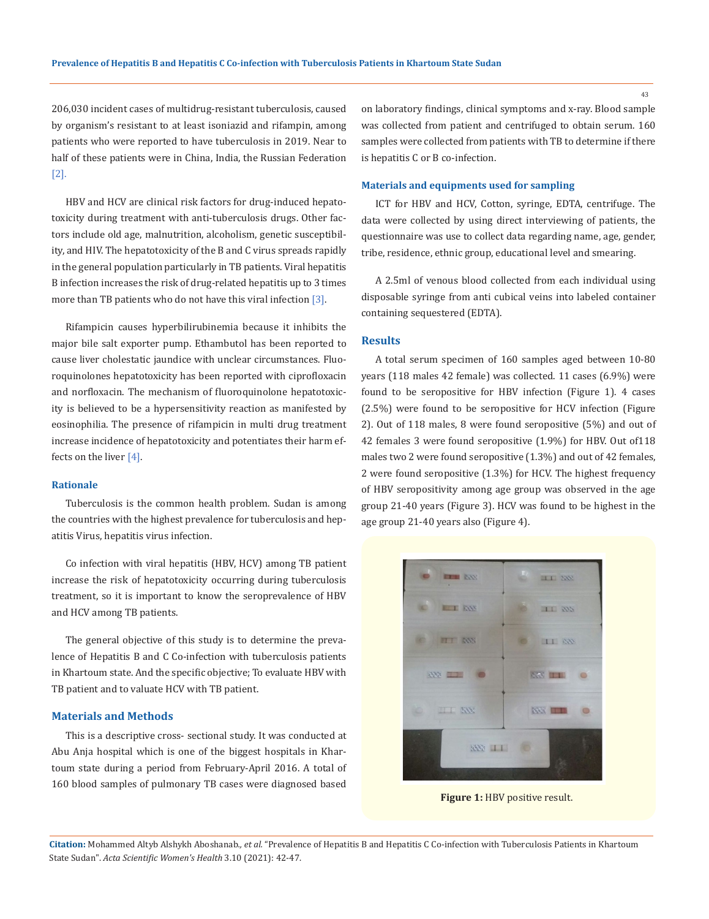206,030 incident cases of multidrug-resistant tuberculosis, caused by organism's resistant to at least isoniazid and rifampin, among patients who were reported to have tuberculosis in 2019. Near to half of these patients were in China, India, the Russian Federation [2].

HBV and HCV are clinical risk factors for drug-induced hepatotoxicity during treatment with anti-tuberculosis drugs. Other factors include old age, malnutrition, alcoholism, genetic susceptibility, and HIV. The hepatotoxicity of the B and C virus spreads rapidly in the general population particularly in TB patients. Viral hepatitis B infection increases the risk of drug-related hepatitis up to 3 times more than TB patients who do not have this viral infection [3].

Rifampicin causes hyperbilirubinemia because it inhibits the major bile salt exporter pump. Ethambutol has been reported to cause liver cholestatic jaundice with unclear circumstances. Fluoroquinolones hepatotoxicity has been reported with ciprofloxacin and norfloxacin. The mechanism of fluoroquinolone hepatotoxicity is believed to be a hypersensitivity reaction as manifested by eosinophilia. The presence of rifampicin in multi drug treatment increase incidence of hepatotoxicity and potentiates their harm effects on the liver [4].

### Rationale

Tuberculosis is the common health problem. Sudan is among the countries with the highest prevalence for tuberculosis and hepatitis Virus, hepatitis virus infection.

Co infection with viral hepatitis (HBV, HCV) among TB patient increase the risk of hepatotoxicity occurring during tuberculosis treatment, so it is important to know the seroprevalence of HBV and HCV among TB patients.

The general objective of this study is to determine the prevalence of Hepatitis B and C Co-infection with tuberculosis patients in Khartoum state. And the specific objective; To evaluate HBV with TB patient and to valuate HCV with TB patient.

## Materials and Methods

This is a descriptive cross- sectional study. It was conducted at Abu Anja hospital which is one of the biggest hospitals in Khartoum state during a period from February-April 2016. A total of 160 blood samples of pulmonary TB cases were diagnosed based on laboratory findings, clinical symptoms and x-ray. Blood sample was collected from patient and centrifuged to obtain serum. 160 samples were collected from patients with TB to determine if there is hepatitis C or B co-infection.

### Materials and equipments used for sampling

ICT for HBV and HCV, Cotton, syringe, EDTA, centrifuge. The data were collected by using direct interviewing of patients, the questionnaire was use to collect data regarding name, age, gender, tribe, residence, ethnic group, educational level and smearing.

A 2.5ml of venous blood collected from each individual using disposable syringe from anti cubical veins into labeled container containing sequestered (EDTA).

## Results

A total serum specimen of 160 samples aged between 10-80 years (118 males 42 female) was collected. 11 cases (6.9%) were found to be seropositive for HBV infection (Figure 1). 4 cases (2.5%) were found to be seropositive for HCV infection (Figure 2). Out of 118 males, 8 were found seropositive (5%) and out of 42 females 3 were found seropositive (1.9%) for HBV. Out of118 males two 2 were found seropositive (1.3%) and out of 42 females, 2 were found seropositive (1.3%) for HCV. The highest frequency of HBV seropositivity among age group was observed in the age group 21-40 years (Figure 3). HCV was found to be highest in the age group 21-40 years also (Figure 4).

**Figure 1:** HBV positive result.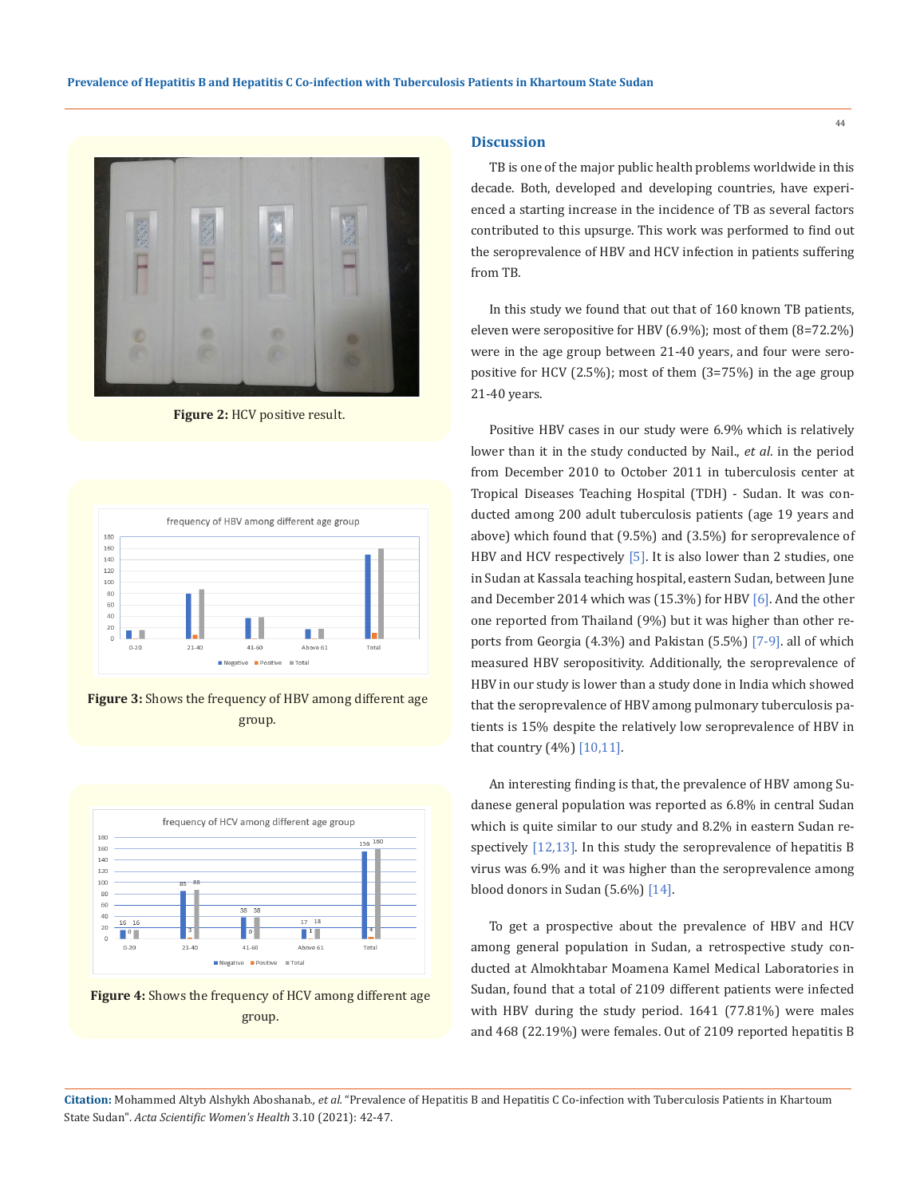Figure 2: HCV positive result.

Figure 3: Shows the frequency of HBV among different age group.

Figure 4: Shows the frequency of HCV among different age group.

## Discussion

TB is one of the major public health problems worldwide in this decade. Both, developed and developing countries, have experienced a starting increase in the incidence of TB as several factors contributed to this upsurge. This work was performed to find out the seroprevalence of HBV and HCV infection in patients suffering from TB.

In this study we found that out that of 160 known TB patients, eleven were seropositive for HBV (6.9%); most of them (8=72.2%) were in the age group between 21-40 years, and four were seropositive for HCV (2.5%); most of them (3=75%) in the age group 21-40 years.

Positive HBV cases in our study were 6.9% which is relatively lower than it in the study conducted by Nail., *et al*. in the period from December 2010 to October 2011 in tuberculosis center at Tropical Diseases Teaching Hospital (TDH) - Sudan. It was conducted among 200 adult tuberculosis patients (age 19 years and above) which found that (9.5%) and (3.5%) for seroprevalence of HBV and HCV respectively [5]. It is also lower than 2 studies, one in Sudan at Kassala teaching hospital, eastern Sudan, between June and December 2014 which was (15.3%) for HBV [6]. And the other one reported from Thailand (9%) but it was higher than other reports from Georgia (4.3%) and Pakistan (5.5%) [7-9]. all of which measured HBV seropositivity. Additionally, the seroprevalence of HBV in our study is lower than a study done in India which showed that the seroprevalence of HBV among pulmonary tuberculosis patients is 15% despite the relatively low seroprevalence of HBV in that country (4%) [10,11].

An interesting finding is that, the prevalence of HBV among Sudanese general population was reported as 6.8% in central Sudan which is quite similar to our study and 8.2% in eastern Sudan respectively [12,13]. In this study the seroprevalence of hepatitis B virus was 6.9% and it was higher than the seroprevalence among blood donors in Sudan (5.6%) [14].

To get a prospective about the prevalence of HBV and HCV among general population in Sudan, a retrospective study conducted at Almokhtabar Moamena Kamel Medical Laboratories in Sudan, found that a total of 2109 different patients were infected with HBV during the study period. 1641 (77.81%) were males and 468 (22.19%) were females. Out of 2109 reported hepatitis B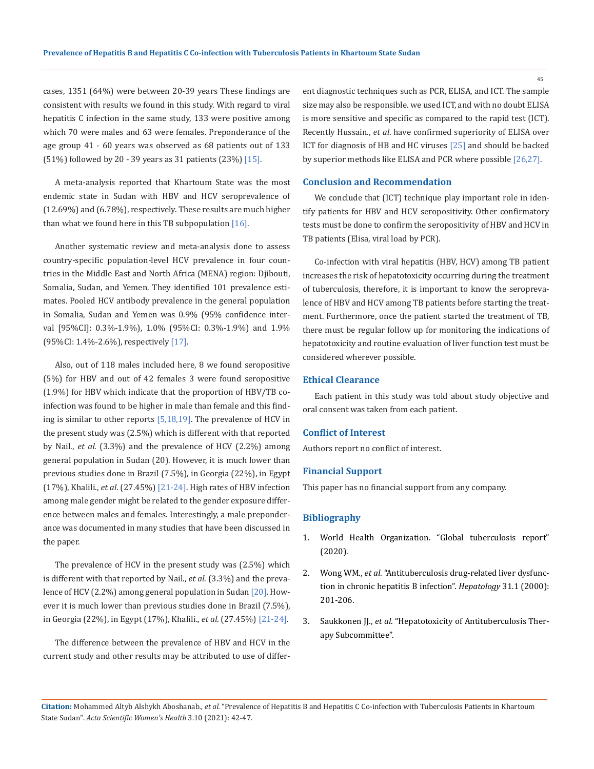cases, 1351 (64%) were between 20-39 years These findings are consistent with results we found in this study. With regard to viral hepatitis C infection in the same study, 133 were positive among which 70 were males and 63 were females. Preponderance of the age group 41 - 60 years was observed as 68 patients out of 133 (51%) followed by 20 - 39 years as 31 patients (23%) [15].

A meta-analysis reported that Khartoum State was the most endemic state in Sudan with HBV and HCV seroprevalence of (12.69%) and (6.78%), respectively. These results are much higher than what we found here in this TB subpopulation [16].

Another systematic review and meta-analysis done to assess country-specific population-level HCV prevalence in four countries in the Middle East and North Africa (MENA) region: Djibouti, Somalia, Sudan, and Yemen. They identified 101 prevalence estimates. Pooled HCV antibody prevalence in the general population in Somalia, Sudan and Yemen was 0.9% (95% confidence interval [95%CI]: 0.3%-1.9%), 1.0% (95%CI: 0.3%-1.9%) and 1.9% (95%CI: 1.4%-2.6%), respectively [17].

Also, out of 118 males included here, 8 we found seropositive (5%) for HBV and out of 42 females 3 were found seropositive (1.9%) for HBV which indicate that the proportion of HBV/TB co-infection was found to be higher in male than female and this finding is similar to other reports [5,18,19]. The prevalence of HCV in the present study was (2.5%) which is different with that reported by Nail., *et al*. (3.3%) and the prevalence of HCV (2.2%) among general population in Sudan (20). However, it is much lower than previous studies done in Brazil (7.5%), in Georgia (22%), in Egypt (17%), Khalili., *et al*. (27.45%) [21-24]. High rates of HBV infection among male gender might be related to the gender exposure difference between males and females. Interestingly, a male preponderance was documented in many studies that have been discussed in the paper.

The prevalence of HCV in the present study was (2.5%) which is different with that reported by Nail., *et al*. (3.3%) and the prevalence of HCV (2.2%) among general population in Sudan [20]. However it is much lower than previous studies done in Brazil (7.5%), in Georgia (22%), in Egypt (17%), Khalili., *et al*. (27.45%) [21-24].

The difference between the prevalence of HBV and HCV in the current study and other results may be attributed to use of different diagnostic techniques such as PCR, ELISA, and ICT. The sample size may also be responsible. we used ICT, and with no doubt ELISA is more sensitive and specific as compared to the rapid test (ICT). Recently Hussain., *et al*. have confirmed superiority of ELISA over ICT for diagnosis of HB and HC viruses [25] and should be backed by superior methods like ELISA and PCR where possible [26,27].

## Conclusion and Recommendation

We conclude that (ICT) technique play important role in identify patients for HBV and HCV seropositivity. Other confirmatory tests must be done to confirm the seropositivity of HBV and HCV in TB patients (Elisa, viral load by PCR).

Co-infection with viral hepatitis (HBV, HCV) among TB patient increases the risk of hepatotoxicity occurring during the treatment of tuberculosis, therefore, it is important to know the seroprevalence of HBV and HCV among TB patients before starting the treatment. Furthermore, once the patient started the treatment of TB, there must be regular follow up for monitoring the indications of hepatotoxicity and routine evaluation of liver function test must be considered wherever possible.

## Ethical Clearance

Each patient in this study was told about study objective and oral consent was taken from each patient.

## Conflict of Interest

Authors report no conflict of interest.

## Financial Support

This paper has no financial support from any company.

## Bibliography

1. World Health Organization. "Global tuberculosis report" (2020).
2. Wong WM., *et al*. "Antituberculosis drug-related liver dysfunction in chronic hepatitis B infection". *Hepatology* 31.1 (2000): 201-206.
3. Saukkonen JJ., *et al*. "Hepatotoxicity of Antituberculosis Therapy Subcommittee".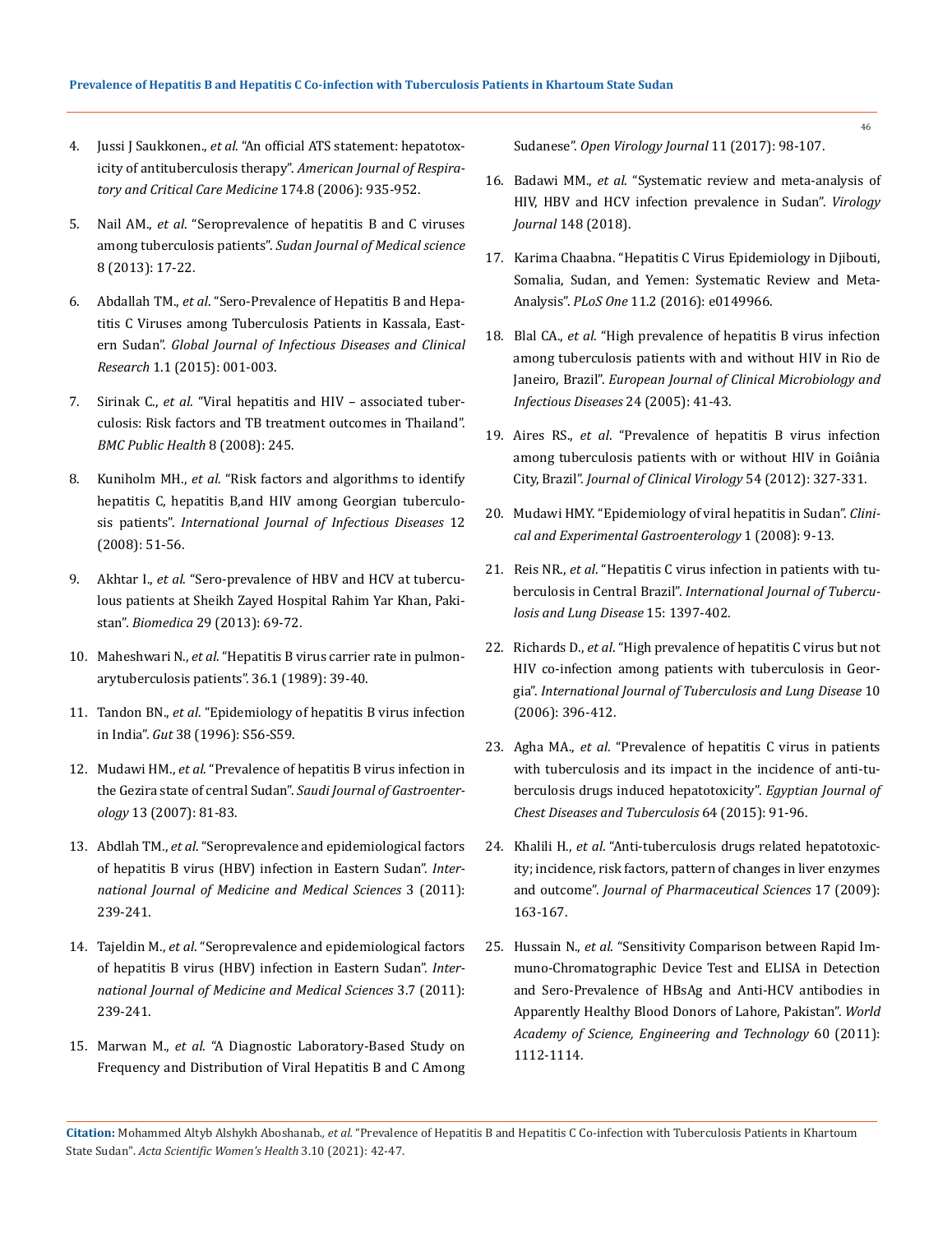4. Jussi J Saukkonen., *et al*. "An official ATS statement: hepatotoxicity of antituberculosis therapy". *American Journal of Respiratory and Critical Care Medicine* 174.8 (2006): 935-952.
5. Nail AM., *et al*. "Seroprevalence of hepatitis B and C viruses among tuberculosis patients". *Sudan Journal of Medical science* 8 (2013): 17-22.
6. Abdallah TM., *et al*. "Sero-Prevalence of Hepatitis B and Hepatitis C Viruses among Tuberculosis Patients in Kassala, Eastern Sudan". *Global Journal of Infectious Diseases and Clinical Research* 1.1 (2015): 001-003.
7. Sirinak C., *et al*. "Viral hepatitis and HIV – associated tuberculosis: Risk factors and TB treatment outcomes in Thailand". *BMC Public Health* 8 (2008): 245.
8. Kuniholm MH., *et al*. "Risk factors and algorithms to identify hepatitis C, hepatitis B,and HIV among Georgian tuberculosis patients". *International Journal of Infectious Diseases* 12 (2008): 51-56.
9. Akhtar I., *et al*. "Sero-prevalence of HBV and HCV at tuberculous patients at Sheikh Zayed Hospital Rahim Yar Khan, Pakistan". *Biomedica* 29 (2013): 69-72.
10. Maheshwari N., *et al*. "Hepatitis B virus carrier rate in pulmonarytuberculosis patients". 36.1 (1989): 39-40.
11. Tandon BN., *et al*. "Epidemiology of hepatitis B virus infection in India". *Gut* 38 (1996): S56-S59.
12. Mudawi HM., *et al*. "Prevalence of hepatitis B virus infection in the Gezira state of central Sudan". *Saudi Journal of Gastroenterology* 13 (2007): 81-83.
13. Abdlah TM., *et al*. "Seroprevalence and epidemiological factors of hepatitis B virus (HBV) infection in Eastern Sudan". *International Journal of Medicine and Medical Sciences* 3 (2011): 239-241.
14. Tajeldin M., *et al*. "Seroprevalence and epidemiological factors of hepatitis B virus (HBV) infection in Eastern Sudan". *International Journal of Medicine and Medical Sciences* 3.7 (2011): 239-241.
15. Marwan M., *et al*. "A Diagnostic Laboratory-Based Study on Frequency and Distribution of Viral Hepatitis B and C Among Sudanese". *Open Virology Journal* 11 (2017): 98-107.
16. Badawi MM., *et al*. "Systematic review and meta-analysis of HIV, HBV and HCV infection prevalence in Sudan". *Virology Journal* 148 (2018).
17. Karima Chaabna. "Hepatitis C Virus Epidemiology in Djibouti, Somalia, Sudan, and Yemen: Systematic Review and Meta-Analysis". *PLoS One* 11.2 (2016): e0149966.
18. Blal CA., *et al*. "High prevalence of hepatitis B virus infection among tuberculosis patients with and without HIV in Rio de Janeiro, Brazil". *European Journal of Clinical Microbiology and Infectious Diseases* 24 (2005): 41-43.
19. Aires RS., *et al*. "Prevalence of hepatitis B virus infection among tuberculosis patients with or without HIV in Goiânia City, Brazil". *Journal of Clinical Virology* 54 (2012): 327-331.
20. Mudawi HMY. "Epidemiology of viral hepatitis in Sudan". *Clinical and Experimental Gastroenterology* 1 (2008): 9-13.
21. Reis NR., *et al*. "Hepatitis C virus infection in patients with tuberculosis in Central Brazil". *International Journal of Tuberculosis and Lung Disease* 15: 1397-402.
22. Richards D., *et al*. "High prevalence of hepatitis C virus but not HIV co-infection among patients with tuberculosis in Georgia". *International Journal of Tuberculosis and Lung Disease* 10 (2006): 396-412.
23. Agha MA., *et al*. "Prevalence of hepatitis C virus in patients with tuberculosis and its impact in the incidence of anti-tuberculosis drugs induced hepatotoxicity". *Egyptian Journal of Chest Diseases and Tuberculosis* 64 (2015): 91-96.
24. Khalili H., *et al*. "Anti-tuberculosis drugs related hepatotoxicity; incidence, risk factors, pattern of changes in liver enzymes and outcome". *Journal of Pharmaceutical Sciences* 17 (2009): 163-167.
25. Hussain N., *et al*. "Sensitivity Comparison between Rapid Immuno-Chromatographic Device Test and ELISA in Detection and Sero-Prevalence of HBsAg and Anti-HCV antibodies in Apparently Healthy Blood Donors of Lahore, Pakistan". *World Academy of Science, Engineering and Technology* 60 (2011): 1112-1114.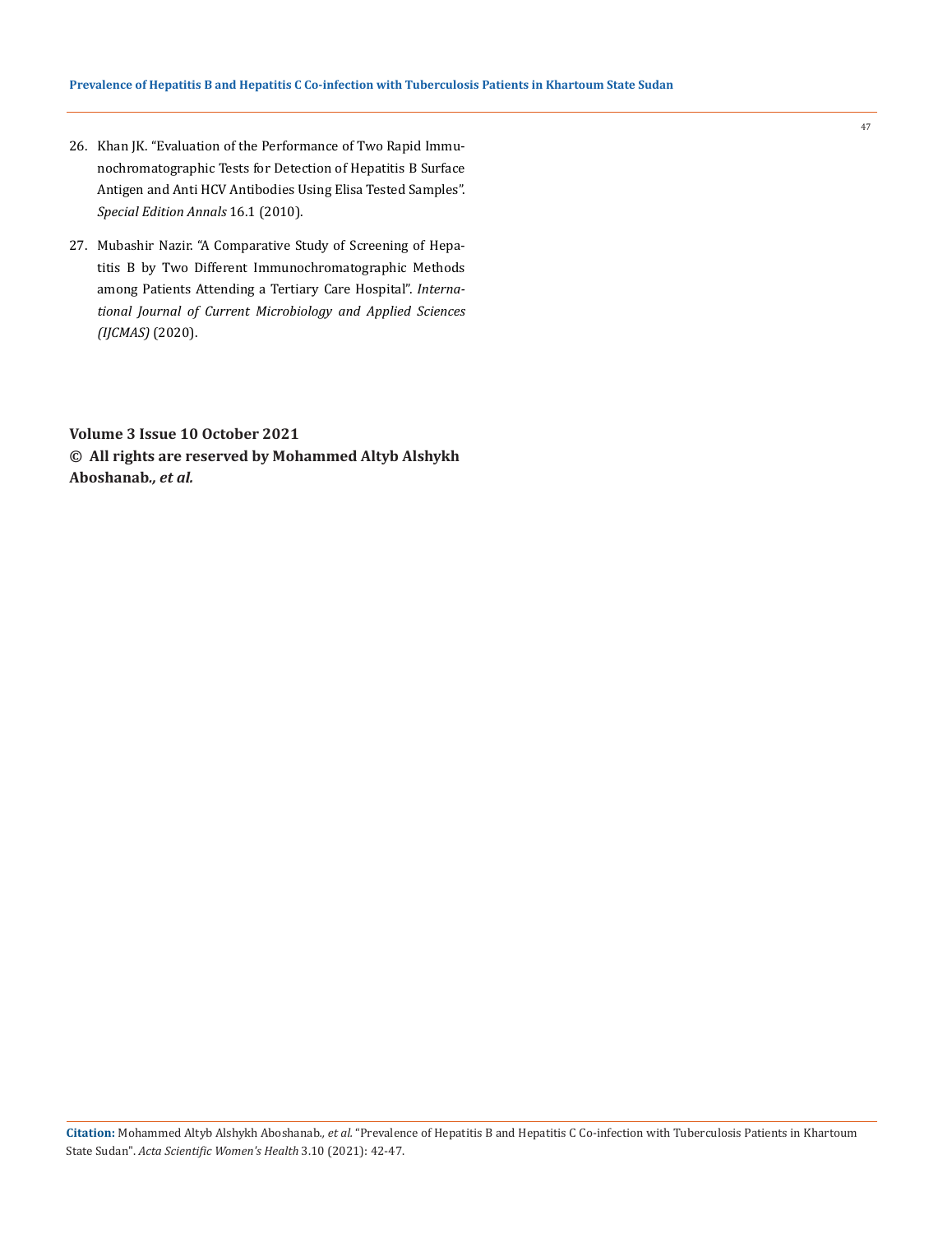26. Khan JK. "Evaluation of the Performance of Two Rapid Immunochromatographic Tests for Detection of Hepatitis B Surface Antigen and Anti HCV Antibodies Using Elisa Tested Samples". *Special Edition Annals* 16.1 (2010).

27. Mubashir Nazir. "A Comparative Study of Screening of Hepatitis B by Two Different Immunochromatographic Methods among Patients Attending a Tertiary Care Hospital". *International Journal of Current Microbiology and Applied Sciences (IJCMAS)* (2020).

**Volume 3 Issue 10 October 2021**
**© All rights are reserved by Mohammed Altyb Alshykh Aboshanab.*, et al.***